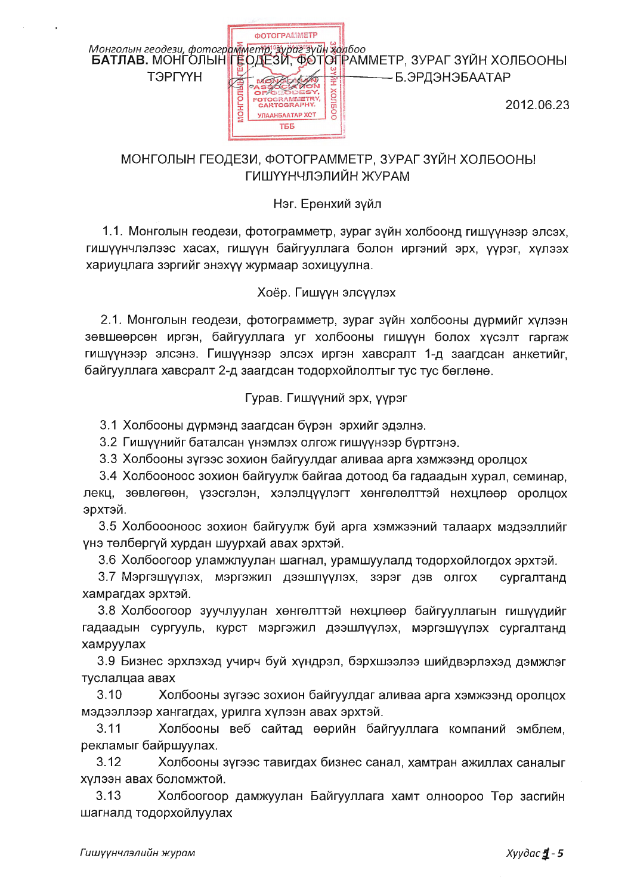Монголын геодези, фотограмметр, зураг зүйн холбоо
**БАТЛАВ.** МОНГОЛЫН ГЕОДЕЗИ, ФОТОГРАММЕТР, ЗУРАГ ЗҮЙН ХОЛБООНЫ ТЭРГҮҮН ——————— Б.ЭРДЭНЭБААТАР

2012.06.23

## МОНГОЛЫН ГЕОДЕЗИ, ФОТОГРАММЕТР, ЗУРАГ ЗҮЙН ХОЛБООНЫ ГИШҮҮНЧЛЭЛИЙН ЖУРАМ

### Нэг. Ерөнхий зүйл

1.1. Монголын геодези, фотограмметр, зураг зүйн холбоонд гишүүнээр элсэх, гишүүнчлэлээс хасах, гишүүн байгууллага болон иргэний эрх, үүрэг, хүлээх хариуцлага зэргийг энэхүү журмаар зохицуулна.

### Хоёр. Гишүүн элсүүлэх

2.1. Монголын геодези, фотограмметр, зураг зүйн холбооны дүрмийг хүлээн зөвшөөрсөн иргэн, байгууллага уг холбооны гишүүн болох хүсэлт гаргаж гишүүнээр элсэнэ. Гишүүнээр элсэх иргэн хавсралт 1-д заагдсан анкетийг, байгууллага хавсралт 2-д заагдсан тодорхойлолтыг тус тус бөглөнө.

### Гурав. Гишүүний эрх, үүрэг

3.1 Холбооны дүрмэнд заагдсан бүрэн эрхийг эдэлнэ.

3.2 Гишүүнийг баталсан үнэмлэх олгож гишүүнээр бүртгэнэ.

3.3 Холбооны зүгээс зохион байгуулдаг аливаа арга хэмжээнд оролцох

3.4 Холбооноос зохион байгуулж байгаа дотоод ба гадаадын хурал, семинар, лекц, зөвлөгөөн, үзэсгэлэн, хэлэлцүүлэгт хөнгөлөлттэй нөхцлөөр оролцох эрхтэй.

3.5 Холбоооноос зохион байгуулж буй арга хэмжээний талаарх мэдээллийг үнэ төлбөргүй хурдан шуурхай авах эрхтэй.

3.6 Холбоогоор уламжлуулан шагнал, урамшуулалд тодорхойлогдох эрхтэй.

3.7 Мэргэшүүлэх, мэргэжил дээшлүүлэх, зэрэг дэв олгох сургалтанд хамрагдах эрхтэй.

3.8 Холбоогоор зуучлуулан хөнгөлттэй нөхцлөөр байгууллагын гишүүдийг гадаадын сургууль, курст мэргэжил дээшлүүлэх, мэргэшүүлэх сургалтанд хамруулах

3.9 Бизнес эрхлэхэд учирч буй хүндрэл, бэрхшээлээ шийдвэрлэхэд дэмжлэг туслалцаа авах

3.10 Холбооны зүгээс зохион байгуулдаг аливаа арга хэмжээнд оролцох мэдээллээр хангагдах, урилга хүлээн авах эрхтэй.

3.11 Холбооны веб сайтад өөрийн байгууллага компаний эмблем, рекламыг байршуулах.

3.12 Холбооны зүгээс тавигдах бизнес санал, хамтран ажиллах саналыг хүлээн авах боломжтой.

3.13 Холбоогоор дамжуулан Байгууллага хамт олноороо Төр засгийн шагналд тодорхойлуулах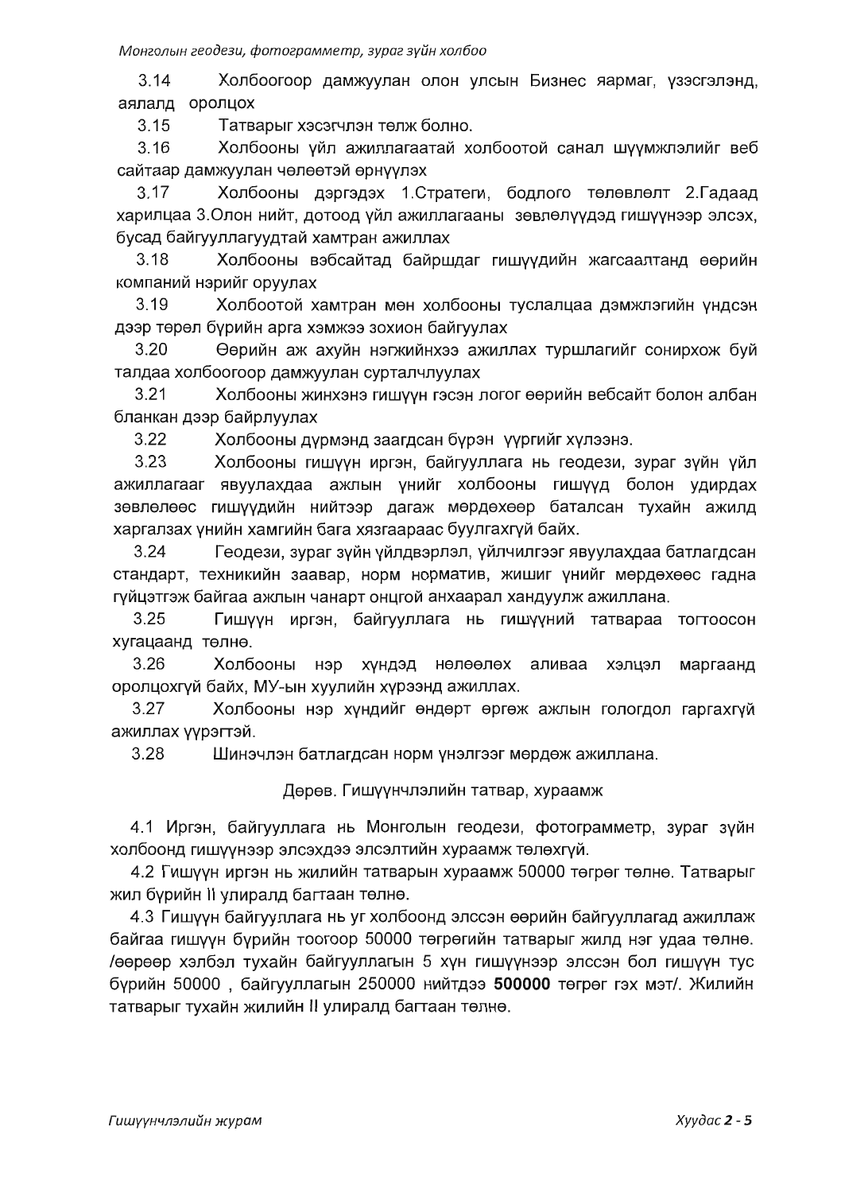3.14 Холбоогоор дамжуулан олон улсын Бизнес яармаг, үзэсгэлэнд, аялалд оролцох

3.15 Татварыг хэсэгчлэн төлж болно.

3.16 Холбооны үйл ажиллагаатай холбоотой санал шүүмжлэлийг веб сайтаар дамжуулан чөлөөтэй өрнүүлэх

3.17 Холбооны дэргэдэх 1.Стратеги, бодлого төлөвлөлт 2.Гадаад харилцаа 3.Олон нийт, дотоод үйл ажиллагааны зөвлөлүүдэд гишүүнээр элсэх, бусад байгууллагуудтай хамтран ажиллах

3.18 Холбооны вэбсайтад байршдаг гишүүдийн жагсаалтанд өөрийн компаний нэрийг оруулах

3.19 Холбоотой хамтран мөн холбооны туслалцаа дэмжлэгийн үндсэн дээр төрөл бүрийн арга хэмжээ зохион байгуулах

3.20 Өөрийн аж ахуйн нэгжийнхээ ажиллах туршлагийг сонирхож буй талдаа холбоогоор дамжуулан сурталчлуулах

3.21 Холбооны жинхэнэ гишүүн гэсэн логог өөрийн вебсайт болон албан бланкан дээр байрлуулах

3.22 Холбооны дүрмэнд заагдсан бүрэн үүргийг хүлээнэ.

3.23 Холбооны гишүүн иргэн, байгууллага нь геодези, зураг зүйн үйл ажиллагааг явуулахдаа ажлын үнийг холбооны гишүүд болон удирдах зөвлөлөөс гишүүдийн нийтээр дагаж мөрдөхөөр баталсан тухайн ажилд харгалзах үнийн хамгийн бага хязгаараас буулгахгүй байх.

3.24 Геодези, зураг зүйн үйлдвэрлэл, үйлчилгээг явуулахдаа батлагдсан стандарт, техникийн заавар, норм норматив, жишиг үнийг мөрдөхөөс гадна гүйцэтгэж байгаа ажлын чанарт онцгой анхаарал хандуулж ажиллана.

3.25 Гишүүн иргэн, байгууллага нь гишүүний татвараа тогтоосон хугацаанд төлнө.

3.26 Холбооны нэр хүндэд нөлөөлөх аливаа хэлцэл маргаанд оролцохгүй байх, МУ-ын хуулийн хүрээнд ажиллах.

3.27 Холбооны нэр хүндийг өндөрт өргөж ажлын гологдол гаргахгүй ажиллах үүрэгтэй.

3.28 Шинэчлэн батлагдсан норм үнэлгээг мөрдөж ажиллана.

## Дөрөв. Гишүүнчлэлийн татвар, хураамж

4.1 Иргэн, байгууллага нь Монголын геодези, фотограмметр, зураг зүйн холбоонд гишүүнээр элсэхдээ элсэлтийн хураамж төлөхгүй.

4.2 Гишүүн иргэн нь жилийн татварын хураамж 50000 төгрөг төлнө. Татварыг жил бүрийн II улиралд багтаан төлнө.

4.3 Гишүүн байгууллага нь уг холбоонд элссэн өөрийн байгууллагад ажиллаж байгаа гишүүн бүрийн тоогоор 50000 төгрөгийн татварыг жилд нэг удаа төлнө. /өөрөөр хэлбэл тухайн байгууллагын 5 хүн гишүүнээр элссэн бол гишүүн тус бүрийн 50000 , байгууллагын 250000 нийтдээ **500000** төгрөг гэх мэт/. Жилийн татварыг тухайн жилийн II улиралд багтаан төлнө.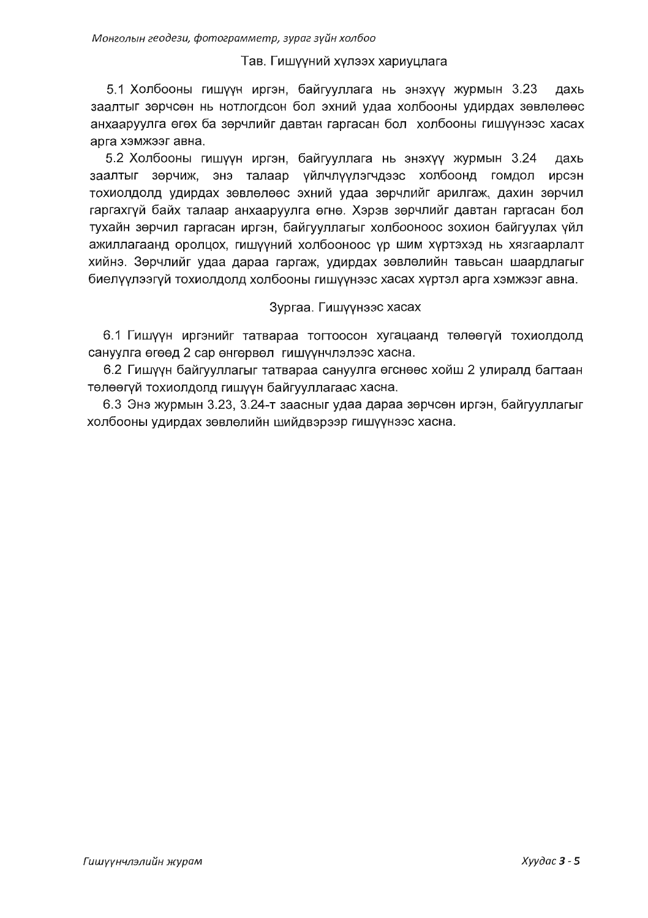## Тав. Гишүүний хүлээх хариуцлага

5.1 Холбооны гишүүн иргэн, байгууллага нь энэхүү журмын 3.23 дахь заалтыг зөрчсөн нь нотлогдсон бол эхний удаа холбооны удирдах зөвлөлөөс анхааруулга өгөх ба зөрчлийг давтан гаргасан бол холбооны гишүүнээс хасах арга хэмжээг авна.

5.2 Холбооны гишүүн иргэн, байгууллага нь энэхүү журмын 3.24 дахь заалтыг зөрчиж, энэ талаар үйлчлүүлэгчдээс холбоонд гомдол ирсэн тохиолдолд удирдах зөвлөлөөс эхний удаа зөрчлийг арилгаж, дахин зөрчил гаргахгүй байх талаар анхааруулга өгнө. Хэрэв зөрчлийг давтан гаргасан бол тухайн зөрчил гаргасан иргэн, байгууллагыг холбооноос зохион байгуулах үйл ажиллагаанд оролцох, гишүүний холбооноос үр шим хүртэхэд нь хязгаарлалт хийнэ. Зөрчлийг удаа дараа гаргаж, удирдах зөвлөлийн тавьсан шаардлагыг биелүүлээгүй тохиолдолд холбооны гишүүнээс хасах хүртэл арга хэмжээг авна.

## Зургаа. Гишүүнээс хасах

6.1 Гишүүн иргэнийг татвараа тогтоосон хугацаанд төлөөгүй тохиолдолд сануулга өгөөд 2 сар өнгөрвөл гишүүнчлэлээс хасна.

6.2 Гишүүн байгууллагыг татвараа сануулга өгснөөс хойш 2 улиралд багтаан төлөөгүй тохиолдолд гишүүн байгууллагаас хасна.

6.3 Энэ журмын 3.23, 3.24-т заасныг удаа дараа зөрчсөн иргэн, байгууллагыг холбооны удирдах зөвлөлийн шийдвэрээр гишүүнээс хасна.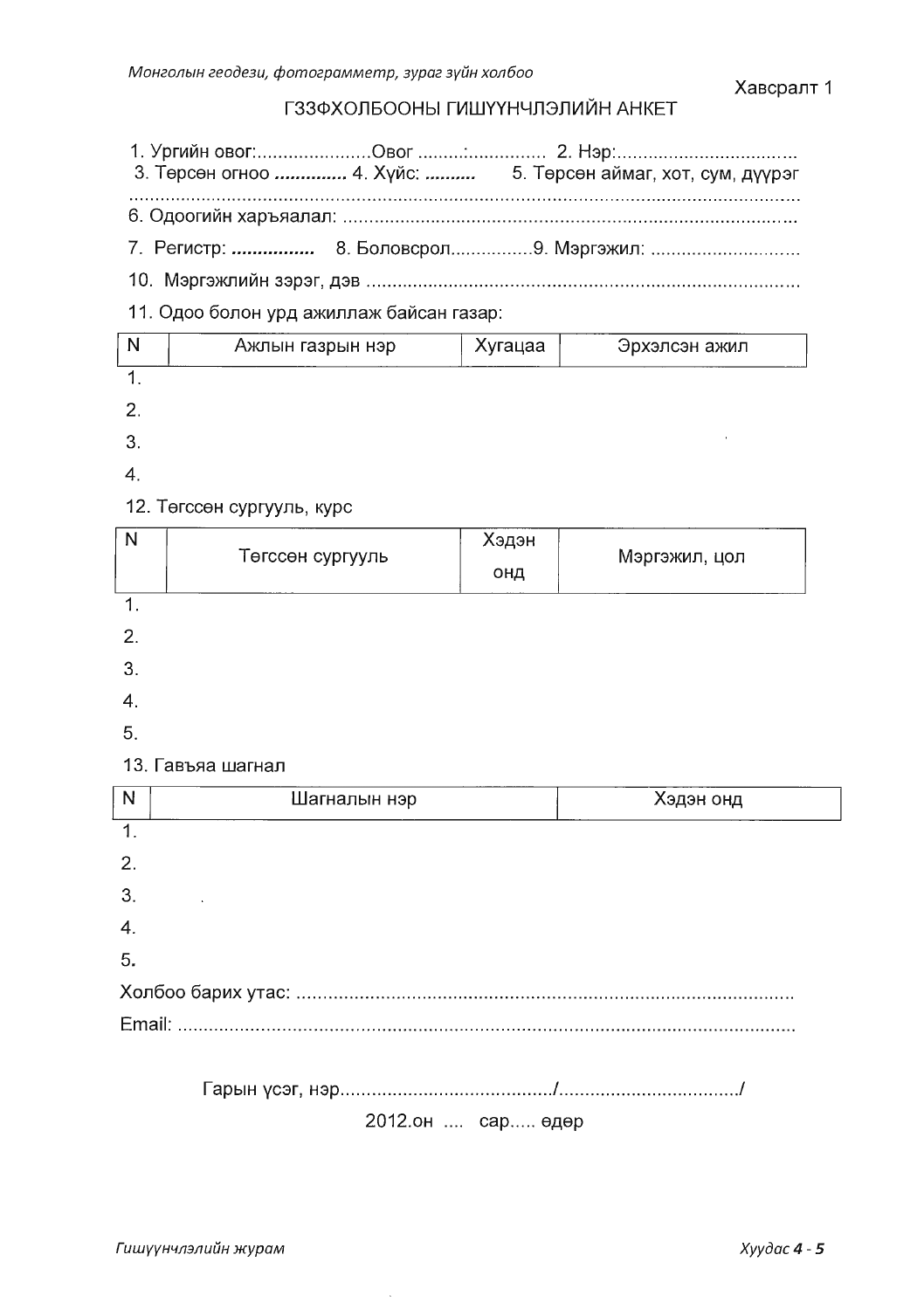Хавсралт 1

# ГЗЗФХОЛБООНЫ ГИШҮҮНЧЛЭЛИЙН АНКЕТ

1. Ургийн овог:......................Овог .........:............... 2. Нэр:.................................
3. Төрсөн огноо **.............** 4. Хүйс: **..........** 5. Төрсөн аймаг, хот, сум, дүүрэг
..........................................................................................................................
6. Одоогийн харъяалал: ......................................................................................
7. Регистр: **...............** 8. Боловсрол................9. Мэргэжил: ............................
10. Мэргэжлийн зэрэг, дэв ...................................................................................
11. Одоо болон урд ажиллаж байсан газар:

| N | Ажлын газрын нэр | Хугацаа | Эрхэлсэн ажил |
|---|---|---|---|
| 1. | | | |
| 2. | | | |
| 3. | | | |
| 4. | | | |

12. Төгссөн сургууль, курс

| N | Төгссөн сургууль | Хэдэн онд | Мэргэжил, цол |
|---|---|---|---|
| 1. | | | |
| 2. | | | |
| 3. | | | |
| 4. | | | |
| 5. | | | |

13. Гавъяа шагнал

| N | Шагналын нэр | Хэдэн онд |
|---|---|---|
| 1. | | |
| 2. | | |
| 3. | | |
| 4. | | |
| 5. | | |

Холбоо барих утас: ...............................................................................................
Email: ...................................................................................................................

Гарын үсэг, нэр........................................./................................../

2012.он .... сар..... өдөр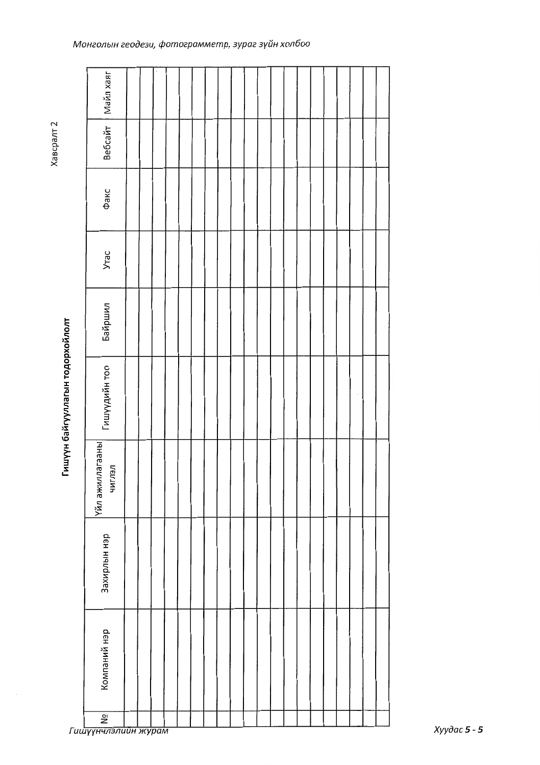Хавсралт 2

## Гишүүн байгууллагын тодорхойлолт

| № | Компаний нэр | Захирлын нэр | Үйл ажиллагааны чиглэл | Гишүүдийн тоо | Байршил | Утас | Факс | Вебсайт | Майл хаяг |
|---|---|---|---|---|---|---|---|---|---|
| | | | | | | | | | |
| | | | | | | | | | |
| | | | | | | | | | |
| | | | | | | | | | |
| | | | | | | | | | |
| | | | | | | | | | |
| | | | | | | | | | |
| | | | | | | | | | |
| | | | | | | | | | |
| | | | | | | | | | |
| | | | | | | | | | |
| | | | | | | | | | |
| | | | | | | | | | |
| | | | | | | | | | |
| | | | | | | | | | |
| | | | | | | | | | |
| | | | | | | | | | |
| | | | | | | | | | |
| | | | | | | | | | |
| | | | | | | | | | |